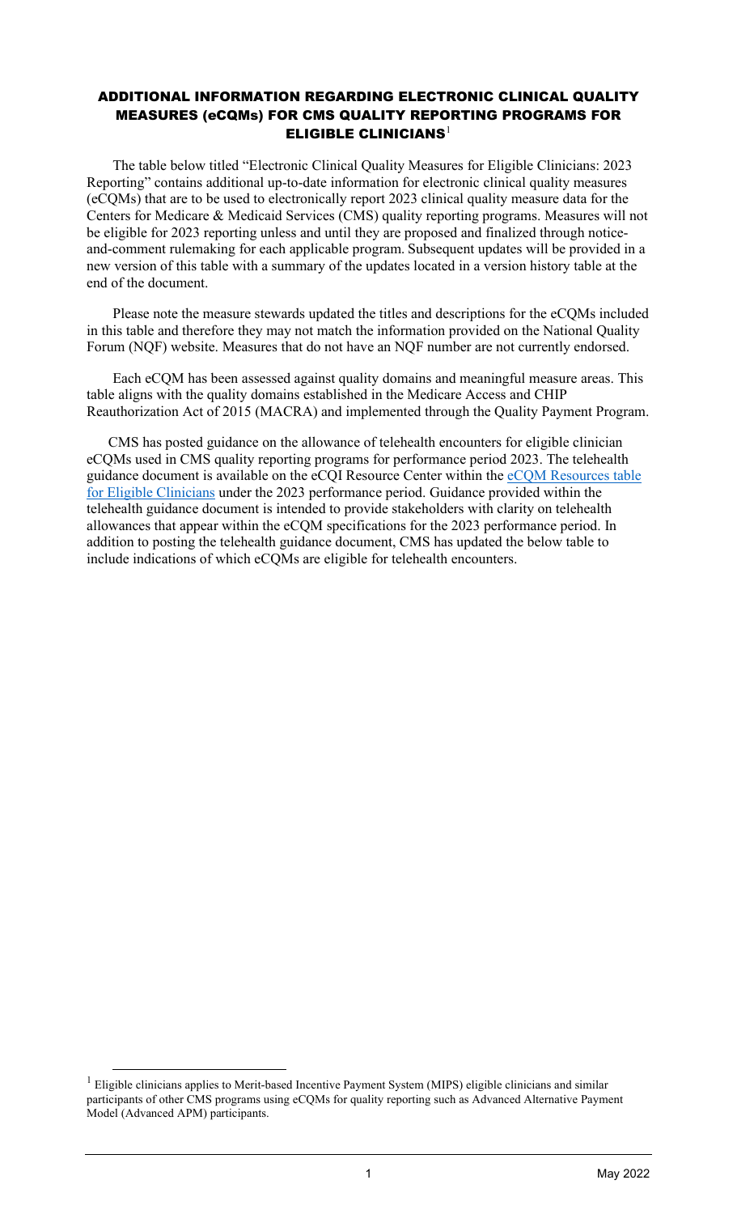# ADDITIONAL INFORMATION REGARDING ELECTRONIC CLINICAL QUALITY MEASURES (eCQMs) FOR CMS QUALITY REPORTING PROGRAMS FOR ELIGIBLE CLINICIANS[1]

The table below titled "Electronic Clinical Quality Measures for Eligible Clinicians: 2023 Reporting" contains additional up-to-date information for electronic clinical quality measures (eCQMs) that are to be used to electronically report 2023 clinical quality measure data for the Centers for Medicare & Medicaid Services (CMS) quality reporting programs. Measures will not be eligible for 2023 reporting unless and until they are proposed and finalized through notice-and-comment rulemaking for each applicable program. Subsequent updates will be provided in a new version of this table with a summary of the updates located in a version history table at the end of the document.

Please note the measure stewards updated the titles and descriptions for the eCQMs included in this table and therefore they may not match the information provided on the National Quality Forum (NQF) website. Measures that do not have an NQF number are not currently endorsed.

Each eCQM has been assessed against quality domains and meaningful measure areas. This table aligns with the quality domains established in the Medicare Access and CHIP Reauthorization Act of 2015 (MACRA) and implemented through the Quality Payment Program.

CMS has posted guidance on the allowance of telehealth encounters for eligible clinician eCQMs used in CMS quality reporting programs for performance period 2023. The telehealth guidance document is available on the eCQI Resource Center within the [eCQM Resources table for Eligible Clinicians] under the 2023 performance period. Guidance provided within the telehealth guidance document is intended to provide stakeholders with clarity on telehealth allowances that appear within the eCQM specifications for the 2023 performance period. In addition to posting the telehealth guidance document, CMS has updated the below table to include indications of which eCQMs are eligible for telehealth encounters.

---

[1] Eligible clinicians applies to Merit-based Incentive Payment System (MIPS) eligible clinicians and similar participants of other CMS programs using eCQMs for quality reporting such as Advanced Alternative Payment Model (Advanced APM) participants.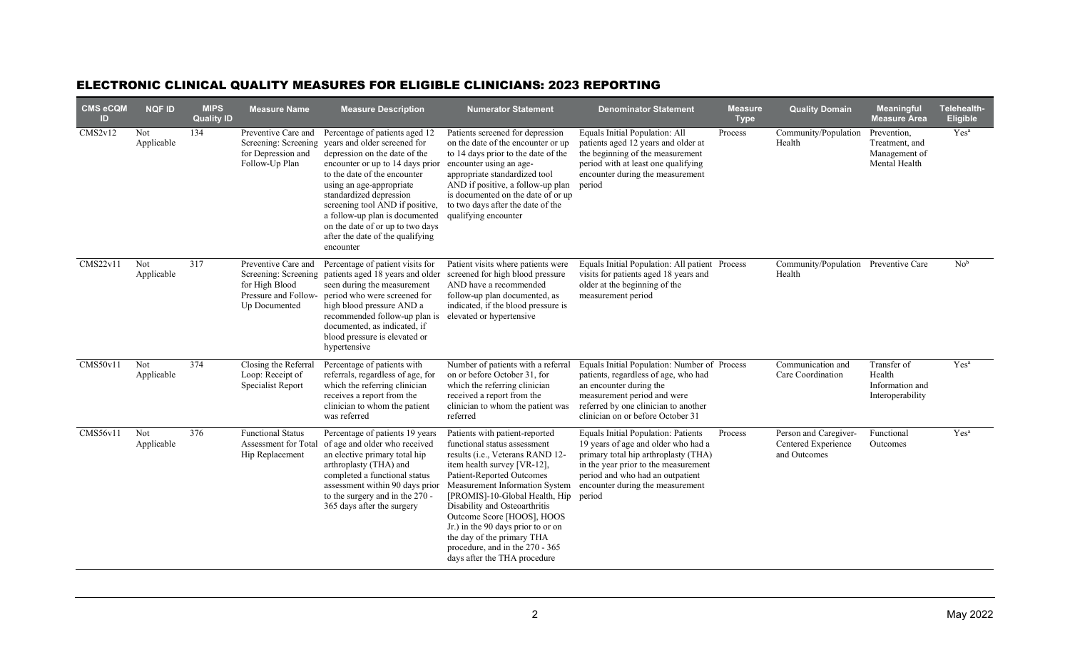## ELECTRONIC CLINICAL QUALITY MEASURES FOR ELIGIBLE CLINICIANS: 2023 REPORTING

| CMS eCQM ID | NQF ID | MIPS Quality ID | Measure Name | Measure Description | Numerator Statement | Denominator Statement | Measure Type | Quality Domain | Meaningful Measure Area | Telehealth-Eligible |
|---|---|---|---|---|---|---|---|---|---|---|
| CMS2v12 | Not Applicable | 134 | Preventive Care and Screening: Screening for Depression and Follow-Up Plan | Percentage of patients aged 12 years and older screened for depression on the date of the encounter or up to 14 days prior to the date of the encounter using an age-appropriate standardized depression screening tool AND if positive, a follow-up plan is documented on the date of or up to two days after the date of the qualifying encounter | Patients screened for depression on the date of the encounter or up to 14 days prior to the date of the encounter using an age-appropriate standardized tool AND if positive, a follow-up plan is documented on the date of or up to two days after the date of the qualifying encounter | Equals Initial Population: All patients aged 12 years and older at the beginning of the measurement period with at least one qualifying encounter during the measurement period | Process | Community/Population Health | Prevention, Treatment, and Management of Mental Health | Yes[a] |
| CMS22v11 | Not Applicable | 317 | Preventive Care and Screening: Screening for High Blood Pressure and Follow-Up Documented | Percentage of patient visits for patients aged 18 years and older seen during the measurement period who were screened for high blood pressure AND a recommended follow-up plan is documented, as indicated, if blood pressure is elevated or hypertensive | Patient visits where patients were screened for high blood pressure AND have a recommended follow-up plan documented, as indicated, if the blood pressure is elevated or hypertensive | Equals Initial Population: All patient visits for patients aged 18 years and older at the beginning of the measurement period | Process | Community/Population Health | Preventive Care | No[b] |
| CMS50v11 | Not Applicable | 374 | Closing the Referral Loop: Receipt of Specialist Report | Percentage of patients with referrals, regardless of age, for which the referring clinician receives a report from the clinician to whom the patient was referred | Number of patients with a referral on or before October 31, for which the referring clinician received a report from the clinician to whom the patient was referred | Equals Initial Population: Number of patients, regardless of age, who had an encounter during the measurement period and were referred by one clinician to another clinician on or before October 31 | Process | Communication and Care Coordination | Transfer of Health Information and Interoperability | Yes[a] |
| CMS56v11 | Not Applicable | 376 | Functional Status Assessment for Total Hip Replacement | Percentage of patients 19 years of age and older who received an elective primary total hip arthroplasty (THA) and completed a functional status assessment within 90 days prior to the surgery and in the 270 - 365 days after the surgery | Patients with patient-reported functional status assessment results (i.e., Veterans RAND 12-item health survey [VR-12], Patient-Reported Outcomes Measurement Information System [PROMIS]-10-Global Health, Hip Disability and Osteoarthritis Outcome Score [HOOS], HOOS Jr.) in the 90 days prior to or on the day of the primary THA procedure, and in the 270 - 365 days after the THA procedure | Equals Initial Population: Patients 19 years of age and older who had a primary total hip arthroplasty (THA) in the year prior to the measurement period and who had an outpatient encounter during the measurement period | Process | Person and Caregiver-Centered Experience and Outcomes | Functional Outcomes | Yes[a] |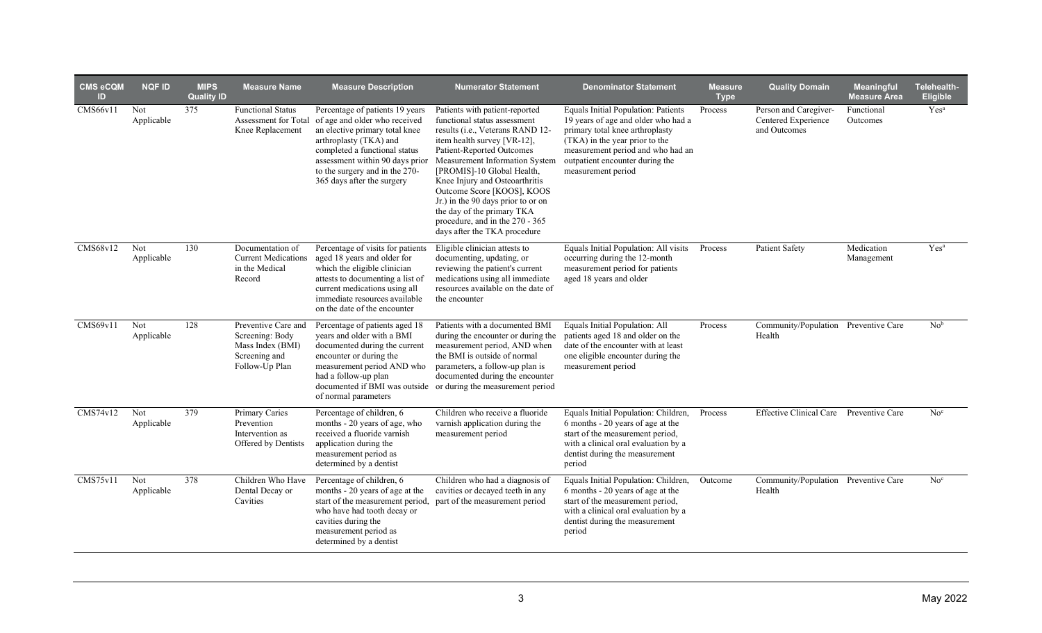| CMS eCQM ID | NQF ID | MIPS Quality ID | Measure Name | Measure Description | Numerator Statement | Denominator Statement | Measure Type | Quality Domain | Meaningful Measure Area | Telehealth-Eligible |
|---|---|---|---|---|---|---|---|---|---|---|
| CMS66v11 | Not Applicable | 375 | Functional Status Assessment for Total Knee Replacement | Percentage of patients 19 years of age and older who received an elective primary total knee arthroplasty (TKA) and completed a functional status assessment within 90 days prior to the surgery and in the 270-365 days after the surgery | Patients with patient-reported functional status assessment results (i.e., Veterans RAND 12-item health survey [VR-12], Patient-Reported Outcomes Measurement Information System [PROMIS]-10 Global Health, Knee Injury and Osteoarthritis Outcome Score [KOOS], KOOS Jr.) in the 90 days prior to or on the day of the primary TKA procedure, and in the 270 - 365 days after the TKA procedure | Equals Initial Population: Patients 19 years of age and older who had a primary total knee arthroplasty (TKA) in the year prior to the measurement period and who had an outpatient encounter during the measurement period | Process | Person and Caregiver-Centered Experience and Outcomes | Functional Outcomes | Yes[a] |
| CMS68v12 | Not Applicable | 130 | Documentation of Current Medications in the Medical Record | Percentage of visits for patients aged 18 years and older for which the eligible clinician attests to documenting a list of current medications using all immediate resources available on the date of the encounter | Eligible clinician attests to documenting, updating, or reviewing the patient's current medications using all immediate resources available on the date of the encounter | Equals Initial Population: All visits occurring during the 12-month measurement period for patients aged 18 years and older | Process | Patient Safety | Medication Management | Yes[a] |
| CMS69v11 | Not Applicable | 128 | Preventive Care and Screening: Body Mass Index (BMI) Screening and Follow-Up Plan | Percentage of patients aged 18 years and older with a BMI documented during the current encounter or during the measurement period AND who had a follow-up plan documented if BMI was outside of normal parameters | Patients with a documented BMI during the encounter or during the measurement period, AND when the BMI is outside of normal parameters, a follow-up plan is documented during the encounter or during the measurement period | Equals Initial Population: All patients aged 18 and older on the date of the encounter with at least one eligible encounter during the measurement period | Process | Community/Population Health | Preventive Care | No[b] |
| CMS74v12 | Not Applicable | 379 | Primary Caries Prevention Intervention as Offered by Dentists | Percentage of children, 6 months - 20 years of age, who received a fluoride varnish application during the measurement period as determined by a dentist | Children who receive a fluoride varnish application during the measurement period | Equals Initial Population: Children, 6 months - 20 years of age at the start of the measurement period, with a clinical oral evaluation by a dentist during the measurement period | Process | Effective Clinical Care | Preventive Care | No[c] |
| CMS75v11 | Not Applicable | 378 | Children Who Have Dental Decay or Cavities | Percentage of children, 6 months - 20 years of age at the start of the measurement period, who have had tooth decay or cavities during the measurement period as determined by a dentist | Children who had a diagnosis of cavities or decayed teeth in any part of the measurement period | Equals Initial Population: Children, 6 months - 20 years of age at the start of the measurement period, with a clinical oral evaluation by a dentist during the measurement period | Outcome | Community/Population Health | Preventive Care | No[c] |

May 2022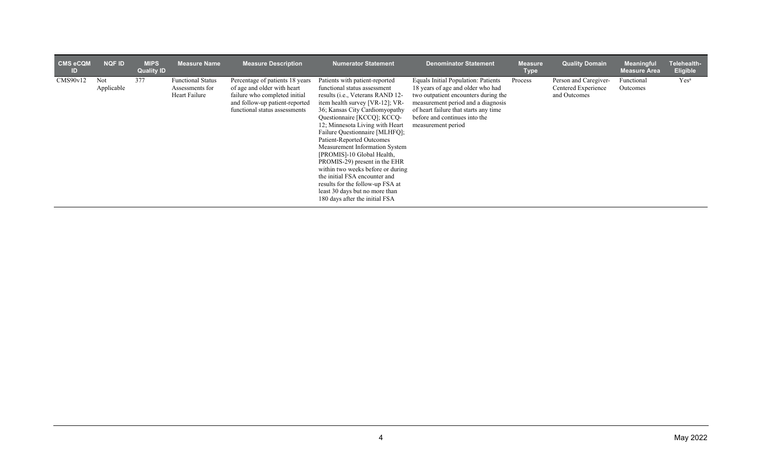| CMS eCQM ID | NQF ID | MIPS Quality ID | Measure Name | Measure Description | Numerator Statement | Denominator Statement | Measure Type | Quality Domain | Meaningful Measure Area | Telehealth-Eligible |
|---|---|---|---|---|---|---|---|---|---|---|
| CMS90v12 | Not Applicable | 377 | Functional Status Assessments for Heart Failure | Percentage of patients 18 years of age and older with heart failure who completed initial and follow-up patient-reported functional status assessments | Patients with patient-reported functional status assessment results (i.e., Veterans RAND 12-item health survey [VR-12]; VR-36; Kansas City Cardiomyopathy Questionnaire [KCCQ]; KCCQ-12; Minnesota Living with Heart Failure Questionnaire [MLHFQ]; Patient-Reported Outcomes Measurement Information System [PROMIS]-10 Global Health, PROMIS-29) present in the EHR within two weeks before or during the initial FSA encounter and results for the follow-up FSA at least 30 days but no more than 180 days after the initial FSA | Equals Initial Population: Patients 18 years of age and older who had two outpatient encounters during the measurement period and a diagnosis of heart failure that starts any time before and continues into the measurement period | Process | Person and Caregiver-Centered Experience and Outcomes | Functional Outcomes | Yes[a] |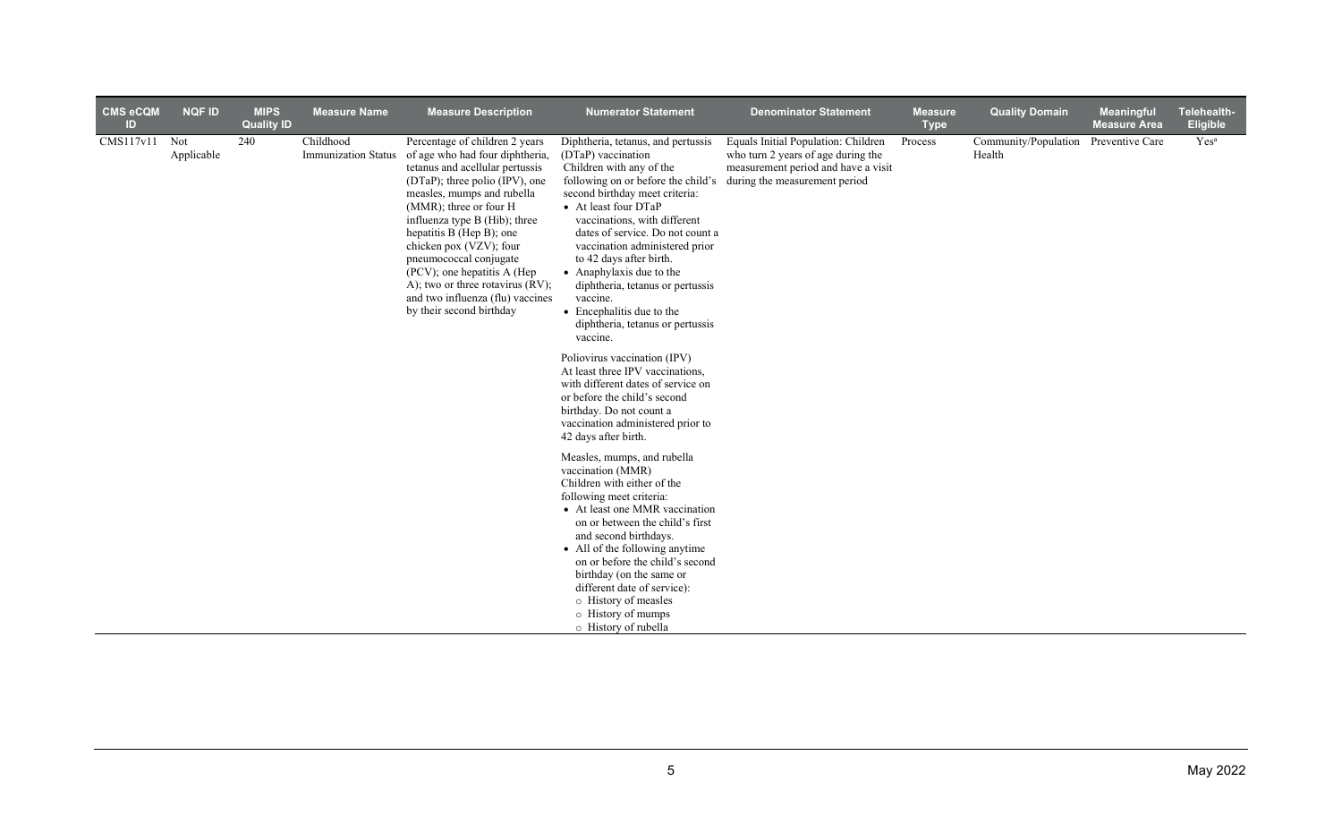| CMS eCQM ID | NQF ID | MIPS Quality ID | Measure Name | Measure Description | Numerator Statement | Denominator Statement | Measure Type | Quality Domain | Meaningful Measure Area | Telehealth-Eligible |
|---|---|---|---|---|---|---|---|---|---|---|
| CMS117v11 | Not Applicable | 240 | Childhood Immunization Status | Percentage of children 2 years of age who had four diphtheria, tetanus and acellular pertussis (DTaP); three polio (IPV), one measles, mumps and rubella (MMR); three or four H influenza type B (Hib); three hepatitis B (Hep B); one chicken pox (VZV); four pneumococcal conjugate (PCV); one hepatitis A (Hep A); two or three rotavirus (RV); and two influenza (flu) vaccines by their second birthday | Diphtheria, tetanus, and pertussis (DTaP) vaccination<br>Children with any of the following on or before the child's second birthday meet criteria:<br>• At least four DTaP vaccinations, with different dates of service. Do not count a vaccination administered prior to 42 days after birth.<br>• Anaphylaxis due to the diphtheria, tetanus or pertussis vaccine.<br>• Encephalitis due to the diphtheria, tetanus or pertussis vaccine.<br><br>Poliovirus vaccination (IPV)<br>At least three IPV vaccinations, with different dates of service on or before the child's second birthday. Do not count a vaccination administered prior to 42 days after birth.<br><br>Measles, mumps, and rubella vaccination (MMR)<br>Children with either of the following meet criteria:<br>• At least one MMR vaccination on or between the child's first and second birthdays.<br>• All of the following anytime on or before the child's second birthday (on the same or different date of service):<br>○ History of measles<br>○ History of mumps<br>○ History of rubella | Equals Initial Population: Children who turn 2 years of age during the measurement period and have a visit during the measurement period | Process | Community/Population Health | Preventive Care | Yes[a] |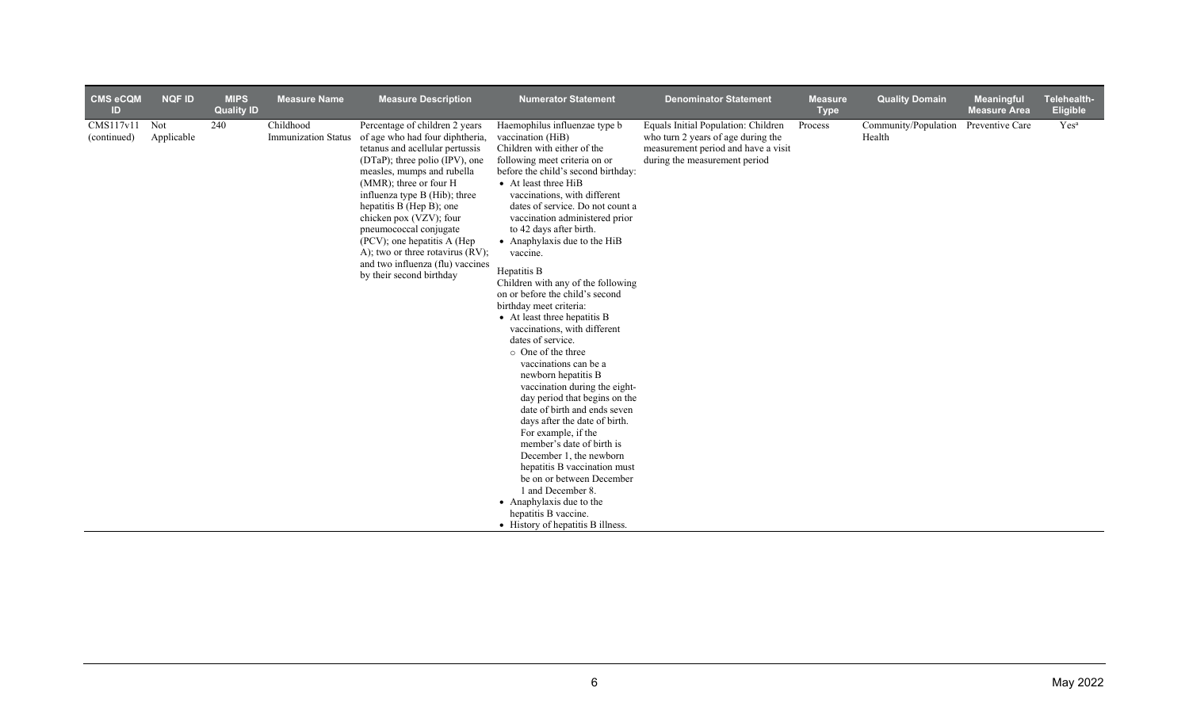| CMS eCQM ID | NQF ID | MIPS Quality ID | Measure Name | Measure Description | Numerator Statement | Denominator Statement | Measure Type | Quality Domain | Meaningful Measure Area | Telehealth-Eligible |
|---|---|---|---|---|---|---|---|---|---|---|
| CMS117v11 (continued) | Not Applicable | 240 | Childhood Immunization Status | Percentage of children 2 years of age who had four diphtheria, tetanus and acellular pertussis (DTaP); three polio (IPV), one measles, mumps and rubella (MMR); three or four H influenza type B (Hib); three hepatitis B (Hep B); one chicken pox (VZV); four pneumococcal conjugate (PCV); one hepatitis A (Hep A); two or three rotavirus (RV); and two influenza (flu) vaccines by their second birthday | Haemophilus influenzae type b vaccination (HiB)<br>Children with either of the following meet criteria on or before the child's second birthday:<br>• At least three HiB vaccinations, with different dates of service. Do not count a vaccination administered prior to 42 days after birth.<br>• Anaphylaxis due to the HiB vaccine.<br><br>Hepatitis B<br>Children with any of the following on or before the child's second birthday meet criteria:<br>• At least three hepatitis B vaccinations, with different dates of service.<br>&nbsp;&nbsp;○ One of the three vaccinations can be a newborn hepatitis B vaccination during the eight-day period that begins on the date of birth and ends seven days after the date of birth. For example, if the member's date of birth is December 1, the newborn hepatitis B vaccination must be on or between December 1 and December 8.<br>• Anaphylaxis due to the hepatitis B vaccine.<br>• History of hepatitis B illness. | Equals Initial Population: Children who turn 2 years of age during the measurement period and have a visit during the measurement period | Process | Community/Population Health | Preventive Care | Yes[a] |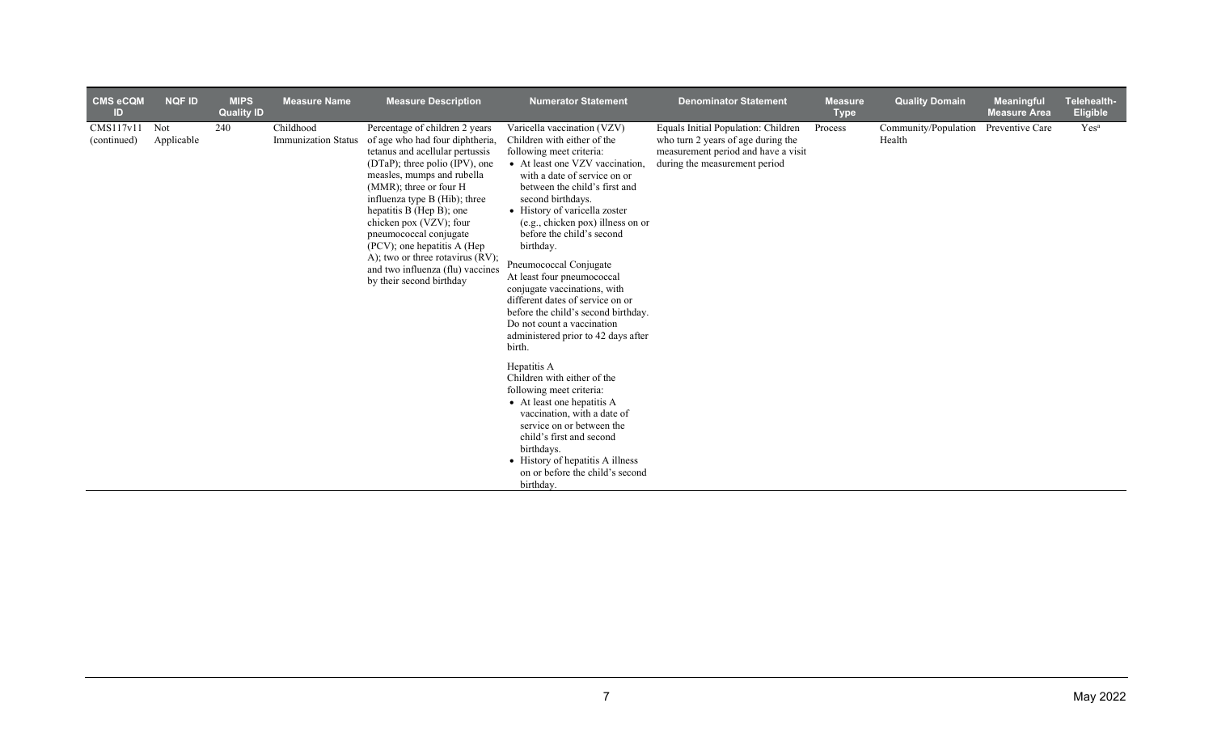| CMS eCQM ID | NQF ID | MIPS Quality ID | Measure Name | Measure Description | Numerator Statement | Denominator Statement | Measure Type | Quality Domain | Meaningful Measure Area | Telehealth-Eligible |
|---|---|---|---|---|---|---|---|---|---|---|
| CMS117v11 (continued) | Not Applicable | 240 | Childhood Immunization Status | Percentage of children 2 years of age who had four diphtheria, tetanus and acellular pertussis (DTaP); three polio (IPV), one measles, mumps and rubella (MMR); three or four H influenza type B (Hib); three hepatitis B (Hep B); one chicken pox (VZV); four pneumococcal conjugate (PCV); one hepatitis A (Hep A); two or three rotavirus (RV); and two influenza (flu) vaccines by their second birthday | Varicella vaccination (VZV)<br>Children with either of the following meet criteria:<br>• At least one VZV vaccination, with a date of service on or between the child's first and second birthdays.<br>• History of varicella zoster (e.g., chicken pox) illness on or before the child's second birthday.<br><br>Pneumococcal Conjugate<br>At least four pneumococcal conjugate vaccinations, with different dates of service on or before the child's second birthday. Do not count a vaccination administered prior to 42 days after birth.<br><br>Hepatitis A<br>Children with either of the following meet criteria:<br>• At least one hepatitis A vaccination, with a date of service on or between the child's first and second birthdays.<br>• History of hepatitis A illness on or before the child's second birthday. | Equals Initial Population: Children who turn 2 years of age during the measurement period and have a visit during the measurement period | Process | Community/Population Health | Preventive Care | Yes[a] |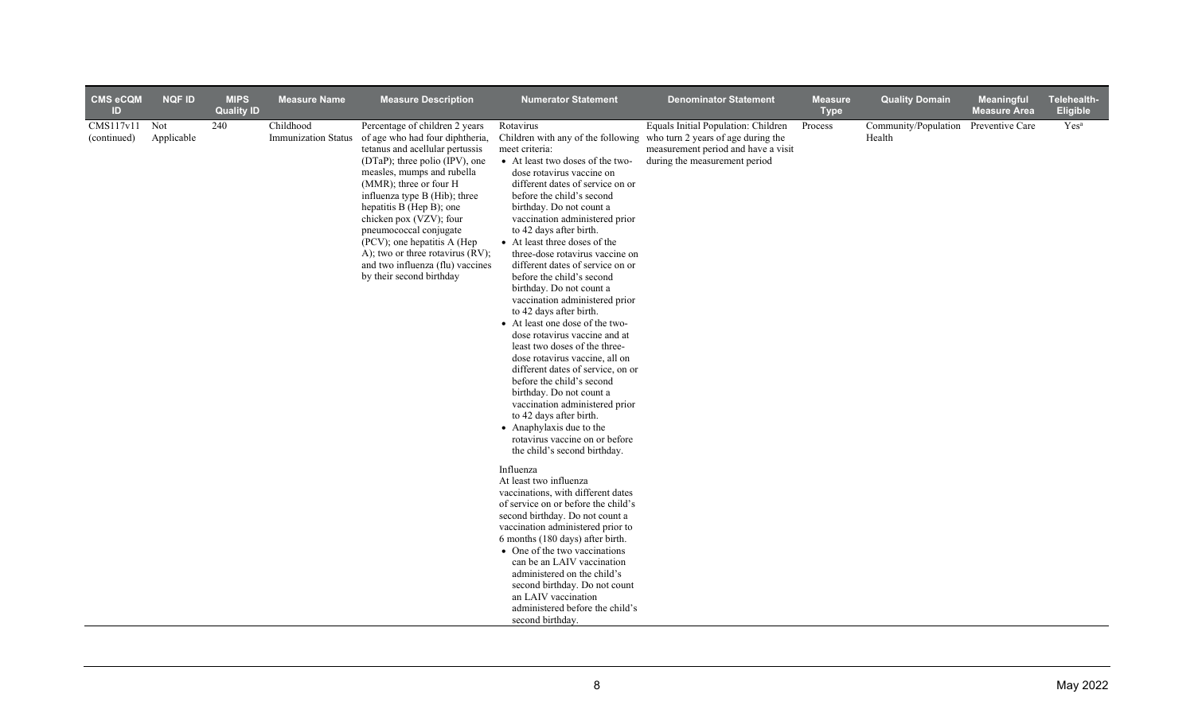| CMS eCQM ID | NQF ID | MIPS Quality ID | Measure Name | Measure Description | Numerator Statement | Denominator Statement | Measure Type | Quality Domain | Meaningful Measure Area | Telehealth-Eligible |
|---|---|---|---|---|---|---|---|---|---|---|
| CMS117v11 (continued) | Not Applicable | 240 | Childhood Immunization Status | Percentage of children 2 years of age who had four diphtheria, tetanus and acellular pertussis (DTaP); three polio (IPV), one measles, mumps and rubella (MMR); three or four H influenza type B (Hib); three hepatitis B (Hep B); one chicken pox (VZV); four pneumococcal conjugate (PCV); one hepatitis A (Hep A); two or three rotavirus (RV); and two influenza (flu) vaccines by their second birthday | Rotavirus<br>Children with any of the following meet criteria:<br>• At least two doses of the two-dose rotavirus vaccine on different dates of service on or before the child's second birthday. Do not count a vaccination administered prior to 42 days after birth.<br>• At least three doses of the three-dose rotavirus vaccine on different dates of service on or before the child's second birthday. Do not count a vaccination administered prior to 42 days after birth.<br>• At least one dose of the two-dose rotavirus vaccine and at least two doses of the three-dose rotavirus vaccine, all on different dates of service, on or before the child's second birthday. Do not count a vaccination administered prior to 42 days after birth.<br>• Anaphylaxis due to the rotavirus vaccine on or before the child's second birthday.<br><br>Influenza<br>At least two influenza vaccinations, with different dates of service on or before the child's second birthday. Do not count a vaccination administered prior to 6 months (180 days) after birth.<br>• One of the two vaccinations can be an LAIV vaccination administered on the child's second birthday. Do not count an LAIV vaccination administered before the child's second birthday. | Equals Initial Population: Children who turn 2 years of age during the measurement period and have a visit during the measurement period | Process | Community/Population Health | Preventive Care | Yes[a] |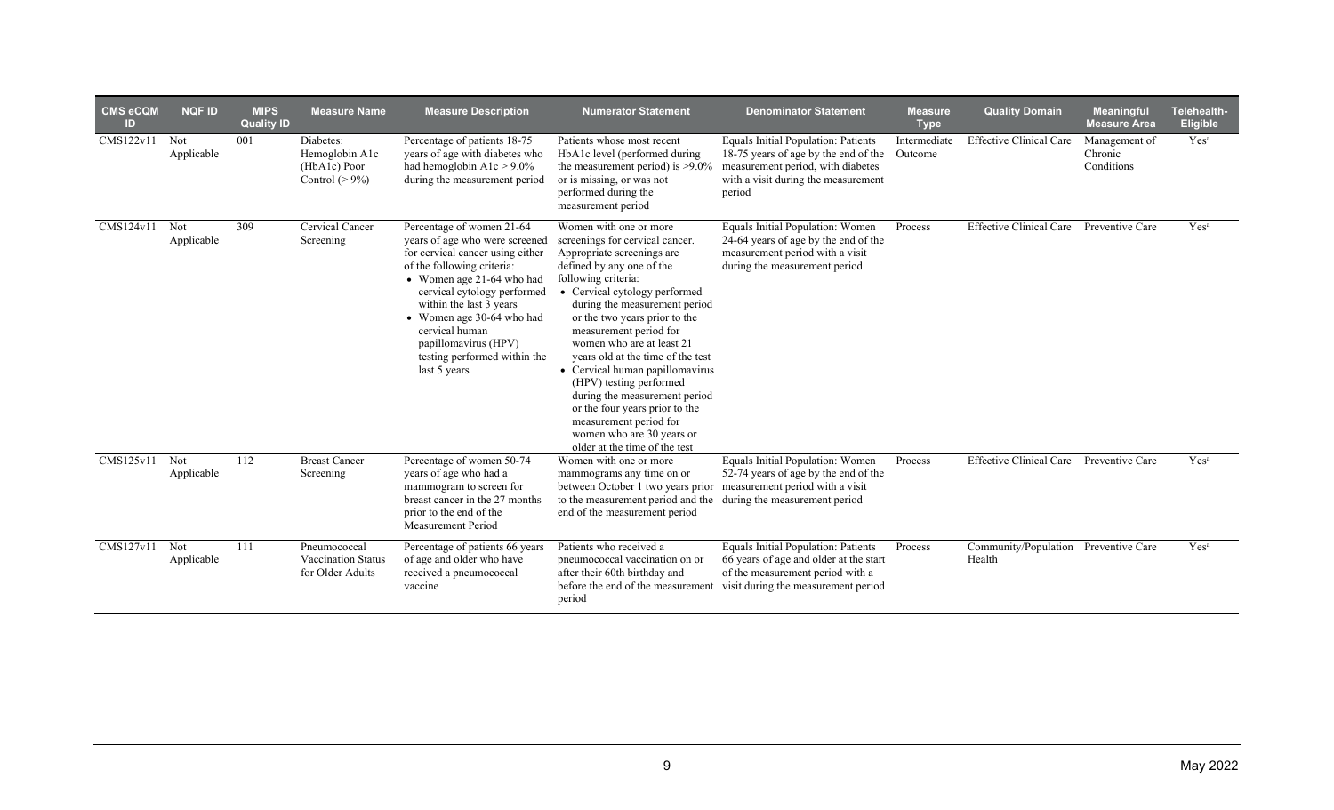| CMS eCQM ID | NQF ID | MIPS Quality ID | Measure Name | Measure Description | Numerator Statement | Denominator Statement | Measure Type | Quality Domain | Meaningful Measure Area | Telehealth-Eligible |
|---|---|---|---|---|---|---|---|---|---|---|
| CMS122v11 | Not Applicable | 001 | Diabetes: Hemoglobin A1c (HbA1c) Poor Control (> 9%) | Percentage of patients 18-75 years of age with diabetes who had hemoglobin A1c > 9.0% during the measurement period | Patients whose most recent HbA1c level (performed during the measurement period) is >9.0% or is missing, or was not performed during the measurement period | Equals Initial Population: Patients 18-75 years of age by the end of the measurement period, with diabetes with a visit during the measurement period | Intermediate Outcome | Effective Clinical Care | Management of Chronic Conditions | Yes[a] |
| CMS124v11 | Not Applicable | 309 | Cervical Cancer Screening | Percentage of women 21-64 years of age who were screened for cervical cancer using either of the following criteria: • Women age 21-64 who had cervical cytology performed within the last 3 years • Women age 30-64 who had cervical human papillomavirus (HPV) testing performed within the last 5 years | Women with one or more screenings for cervical cancer. Appropriate screenings are defined by any one of the following criteria: • Cervical cytology performed during the measurement period or the two years prior to the measurement period for women who are at least 21 years old at the time of the test • Cervical human papillomavirus (HPV) testing performed during the measurement period or the four years prior to the measurement period for women who are 30 years or older at the time of the test | Equals Initial Population: Women 24-64 years of age by the end of the measurement period with a visit during the measurement period | Process | Effective Clinical Care | Preventive Care | Yes[a] |
| CMS125v11 | Not Applicable | 112 | Breast Cancer Screening | Percentage of women 50-74 years of age who had a mammogram to screen for breast cancer in the 27 months prior to the end of the Measurement Period | Women with one or more mammograms any time on or between October 1 two years prior to the measurement period and the end of the measurement period | Equals Initial Population: Women 52-74 years of age by the end of the measurement period with a visit during the measurement period | Process | Effective Clinical Care | Preventive Care | Yes[a] |
| CMS127v11 | Not Applicable | 111 | Pneumococcal Vaccination Status for Older Adults | Percentage of patients 66 years of age and older who have received a pneumococcal vaccine | Patients who received a pneumococcal vaccination on or after their 60th birthday and before the end of the measurement period | Equals Initial Population: Patients 66 years of age and older at the start of the measurement period with a visit during the measurement period | Process | Community/Population Health | Preventive Care | Yes[a] |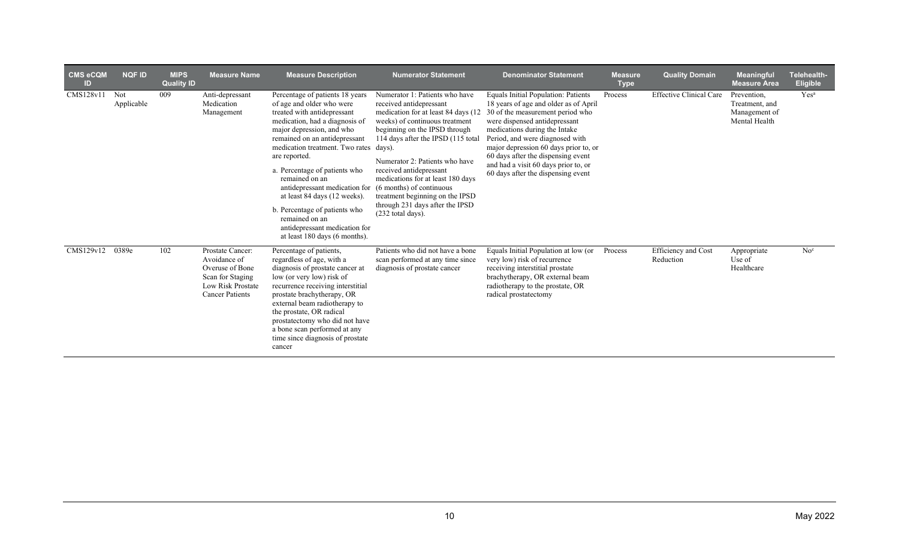| CMS eCQM ID | NQF ID | MIPS Quality ID | Measure Name | Measure Description | Numerator Statement | Denominator Statement | Measure Type | Quality Domain | Meaningful Measure Area | Telehealth-Eligible |
|---|---|---|---|---|---|---|---|---|---|---|
| CMS128v11 | Not Applicable | 009 | Anti-depressant Medication Management | Percentage of patients 18 years of age and older who were treated with antidepressant medication, had a diagnosis of major depression, and who remained on an antidepressant medication treatment. Two rates are reported. a. Percentage of patients who remained on an antidepressant medication for at least 84 days (12 weeks). b. Percentage of patients who remained on an antidepressant medication for at least 180 days (6 months). | Numerator 1: Patients who have received antidepressant medication for at least 84 days (12 weeks) of continuous treatment beginning on the IPSD through 114 days after the IPSD (115 total days). Numerator 2: Patients who have received antidepressant medications for at least 180 days (6 months) of continuous treatment beginning on the IPSD through 231 days after the IPSD (232 total days). | Equals Initial Population: Patients 18 years of age and older as of April 30 of the measurement period who were dispensed antidepressant medications during the Intake Period, and were diagnosed with major depression 60 days prior to, or 60 days after the dispensing event and had a visit 60 days prior to, or 60 days after the dispensing event | Process | Effective Clinical Care | Prevention, Treatment, and Management of Mental Health | Yes[a] |
| CMS129v12 | 0389e | 102 | Prostate Cancer: Avoidance of Overuse of Bone Scan for Staging Low Risk Prostate Cancer Patients | Percentage of patients, regardless of age, with a diagnosis of prostate cancer at low (or very low) risk of recurrence receiving interstitial prostate brachytherapy, OR external beam radiotherapy to the prostate, OR radical prostatectomy who did not have a bone scan performed at any time since diagnosis of prostate cancer | Patients who did not have a bone scan performed at any time since diagnosis of prostate cancer | Equals Initial Population at low (or very low) risk of recurrence receiving interstitial prostate brachytherapy, OR external beam radiotherapy to the prostate, OR radical prostatectomy | Process | Efficiency and Cost Reduction | Appropriate Use of Healthcare | No[c] |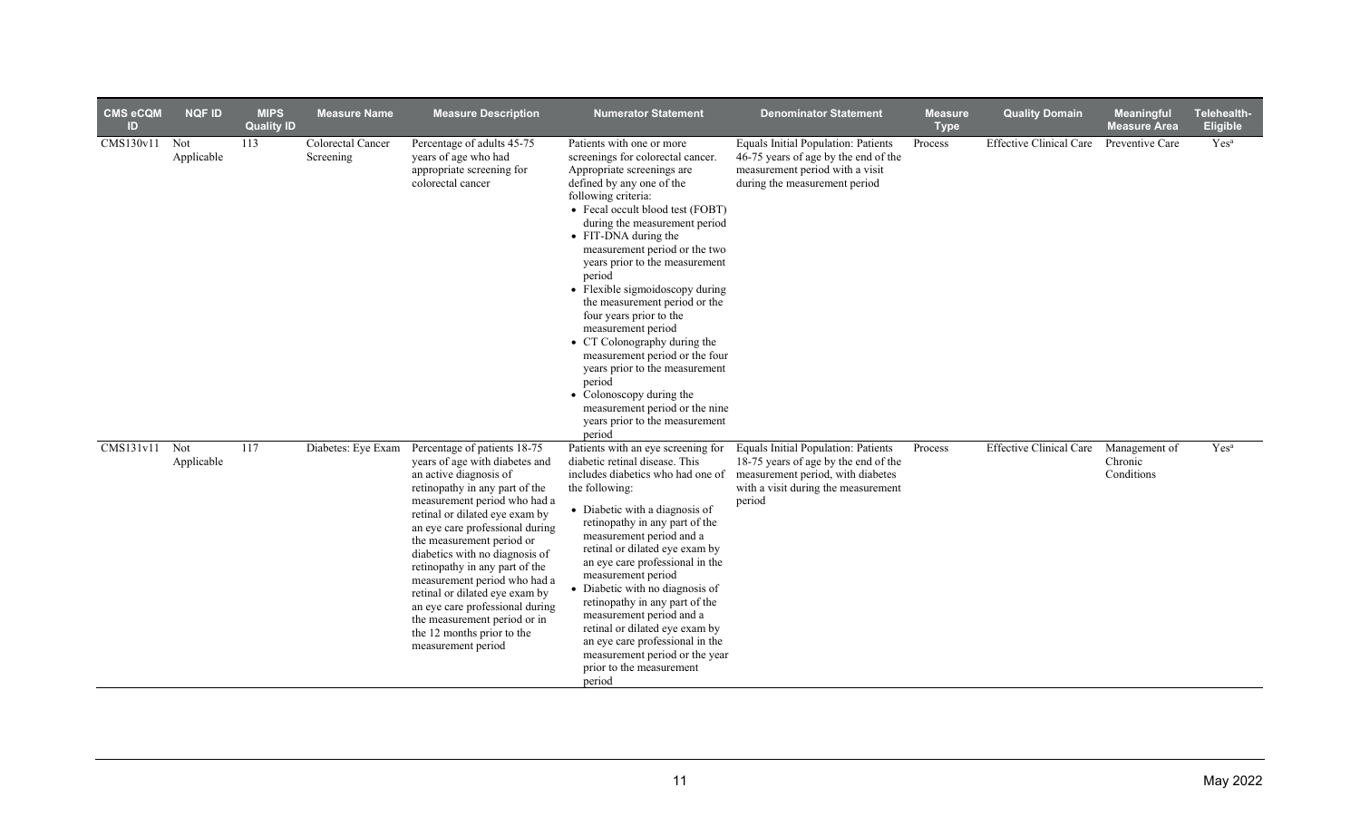| CMS eCQM ID | NQF ID | MIPS Quality ID | Measure Name | Measure Description | Numerator Statement | Denominator Statement | Measure Type | Quality Domain | Meaningful Measure Area | Telehealth-Eligible |
|---|---|---|---|---|---|---|---|---|---|---|
| CMS130v11 | Not Applicable | 113 | Colorectal Cancer Screening | Percentage of adults 45-75 years of age who had appropriate screening for colorectal cancer | Patients with one or more screenings for colorectal cancer. Appropriate screenings are defined by any one of the following criteria: • Fecal occult blood test (FOBT) during the measurement period • FIT-DNA during the measurement period or the two years prior to the measurement period • Flexible sigmoidoscopy during the measurement period or the four years prior to the measurement period • CT Colonography during the measurement period or the four years prior to the measurement period • Colonoscopy during the measurement period or the nine years prior to the measurement period | Equals Initial Population: Patients 46-75 years of age by the end of the measurement period with a visit during the measurement period | Process | Effective Clinical Care | Preventive Care | Yes[a] |
| CMS131v11 | Not Applicable | 117 | Diabetes: Eye Exam | Percentage of patients 18-75 years of age with diabetes and an active diagnosis of retinopathy in any part of the measurement period who had a retinal or dilated eye exam by an eye care professional during the measurement period or diabetics with no diagnosis of retinopathy in any part of the measurement period who had a retinal or dilated eye exam by an eye care professional during the measurement period or in the 12 months prior to the measurement period | Patients with an eye screening for diabetic retinal disease. This includes diabetics who had one of the following: • Diabetic with a diagnosis of retinopathy in any part of the measurement period and a retinal or dilated eye exam by an eye care professional in the measurement period • Diabetic with no diagnosis of retinopathy in any part of the measurement period and a retinal or dilated eye exam by an eye care professional in the measurement period or the year prior to the measurement period | Equals Initial Population: Patients 18-75 years of age by the end of the measurement period, with diabetes with a visit during the measurement period | Process | Effective Clinical Care | Management of Chronic Conditions | Yes[a] |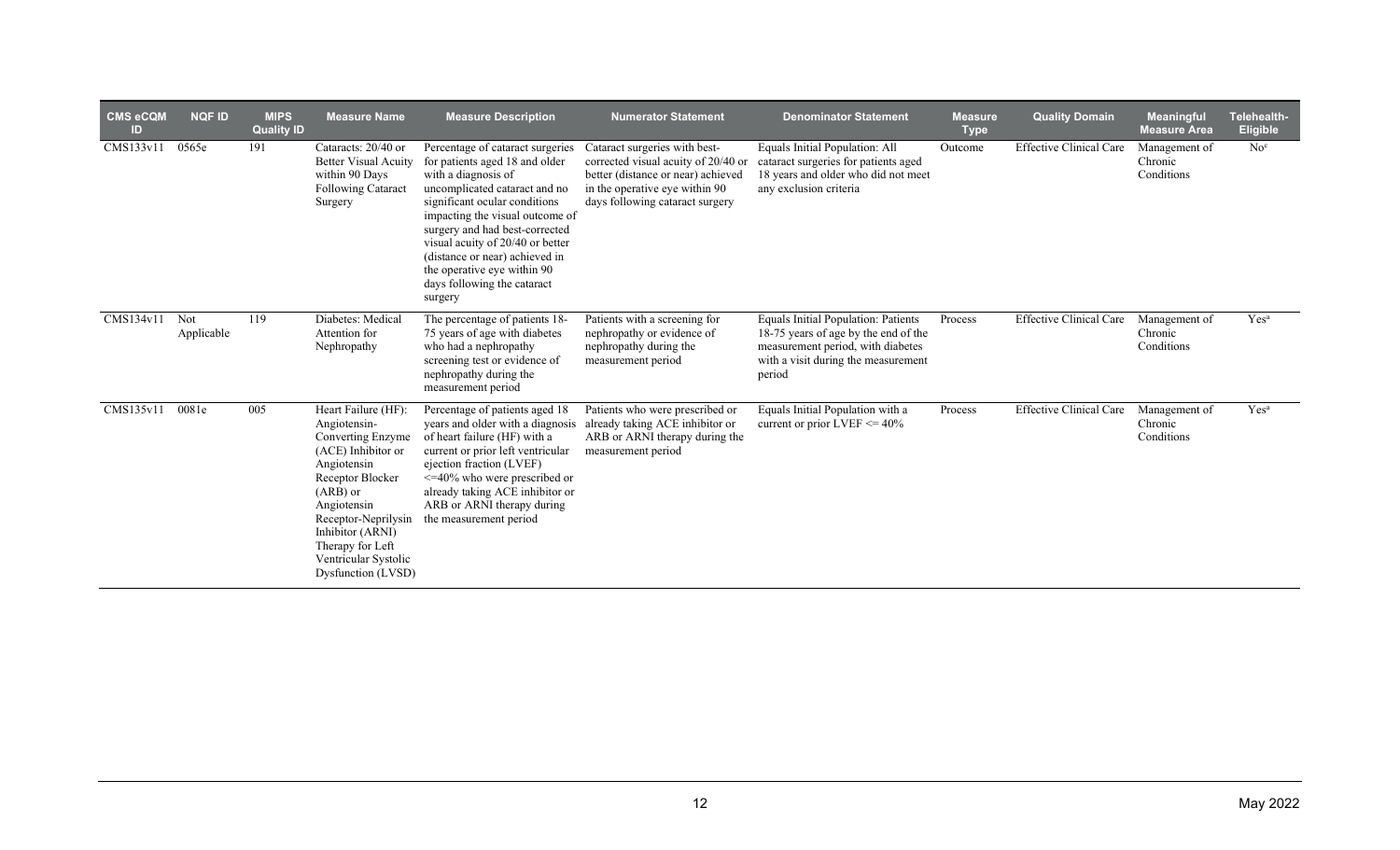| CMS eCQM ID | NQF ID | MIPS Quality ID | Measure Name | Measure Description | Numerator Statement | Denominator Statement | Measure Type | Quality Domain | Meaningful Measure Area | Telehealth-Eligible |
|---|---|---|---|---|---|---|---|---|---|---|
| CMS133v11 | 0565e | 191 | Cataracts: 20/40 or Better Visual Acuity within 90 Days Following Cataract Surgery | Percentage of cataract surgeries for patients aged 18 and older with a diagnosis of uncomplicated cataract and no significant ocular conditions impacting the visual outcome of surgery and had best-corrected visual acuity of 20/40 or better (distance or near) achieved in the operative eye within 90 days following the cataract surgery | Cataract surgeries with best-corrected visual acuity of 20/40 or better (distance or near) achieved in the operative eye within 90 days following cataract surgery | Equals Initial Population: All cataract surgeries for patients aged 18 years and older who did not meet any exclusion criteria | Outcome | Effective Clinical Care | Management of Chronic Conditions | No[c] |
| CMS134v11 | Not Applicable | 119 | Diabetes: Medical Attention for Nephropathy | The percentage of patients 18-75 years of age with diabetes who had a nephropathy screening test or evidence of nephropathy during the measurement period | Patients with a screening for nephropathy or evidence of nephropathy during the measurement period | Equals Initial Population: Patients 18-75 years of age by the end of the measurement period, with diabetes with a visit during the measurement period | Process | Effective Clinical Care | Management of Chronic Conditions | Yes[a] |
| CMS135v11 | 0081e | 005 | Heart Failure (HF): Angiotensin-Converting Enzyme (ACE) Inhibitor or Angiotensin Receptor Blocker (ARB) or Angiotensin Receptor-Neprilysin Inhibitor (ARNI) Therapy for Left Ventricular Systolic Dysfunction (LVSD) | Percentage of patients aged 18 years and older with a diagnosis of heart failure (HF) with a current or prior left ventricular ejection fraction (LVEF) <=40% who were prescribed or already taking ACE inhibitor or ARB or ARNI therapy during the measurement period | Patients who were prescribed or already taking ACE inhibitor or ARB or ARNI therapy during the measurement period | Equals Initial Population with a current or prior LVEF <= 40% | Process | Effective Clinical Care | Management of Chronic Conditions | Yes[a] |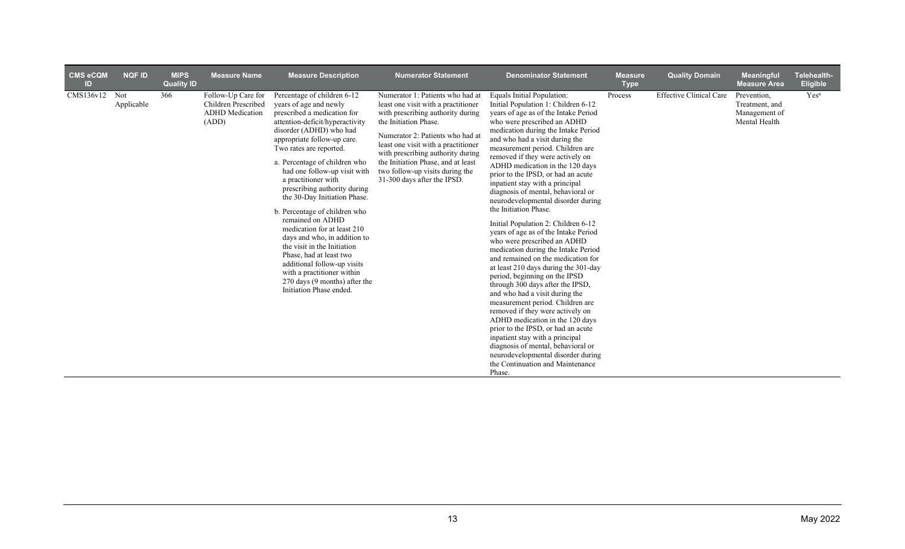| CMS eCQM ID | NQF ID | MIPS Quality ID | Measure Name | Measure Description | Numerator Statement | Denominator Statement | Measure Type | Quality Domain | Meaningful Measure Area | Telehealth-Eligible |
|---|---|---|---|---|---|---|---|---|---|---|
| CMS136v12 | Not Applicable | 366 | Follow-Up Care for Children Prescribed ADHD Medication (ADD) | Percentage of children 6-12 years of age and newly prescribed a medication for attention-deficit/hyperactivity disorder (ADHD) who had appropriate follow-up care. Two rates are reported.<br><br>a. Percentage of children who had one follow-up visit with a practitioner with prescribing authority during the 30-Day Initiation Phase.<br><br>b. Percentage of children who remained on ADHD medication for at least 210 days and who, in addition to the visit in the Initiation Phase, had at least two additional follow-up visits with a practitioner within 270 days (9 months) after the Initiation Phase ended. | Numerator 1: Patients who had at least one visit with a practitioner with prescribing authority during the Initiation Phase.<br><br>Numerator 2: Patients who had at least one visit with a practitioner with prescribing authority during the Initiation Phase, and at least two follow-up visits during the 31-300 days after the IPSD. | Equals Initial Population:<br>Initial Population 1: Children 6-12 years of age as of the Intake Period who were prescribed an ADHD medication during the Intake Period and who had a visit during the measurement period. Children are removed if they were actively on ADHD medication in the 120 days prior to the IPSD, or had an acute inpatient stay with a principal diagnosis of mental, behavioral or neurodevelopmental disorder during the Initiation Phase.<br><br>Initial Population 2: Children 6-12 years of age as of the Intake Period who were prescribed an ADHD medication during the Intake Period and remained on the medication for at least 210 days during the 301-day period, beginning on the IPSD through 300 days after the IPSD, and who had a visit during the measurement period. Children are removed if they were actively on ADHD medication in the 120 days prior to the IPSD, or had an acute inpatient stay with a principal diagnosis of mental, behavioral or neurodevelopmental disorder during the Continuation and Maintenance Phase. | Process | Effective Clinical Care | Prevention, Treatment, and Management of Mental Health | Yes[a] |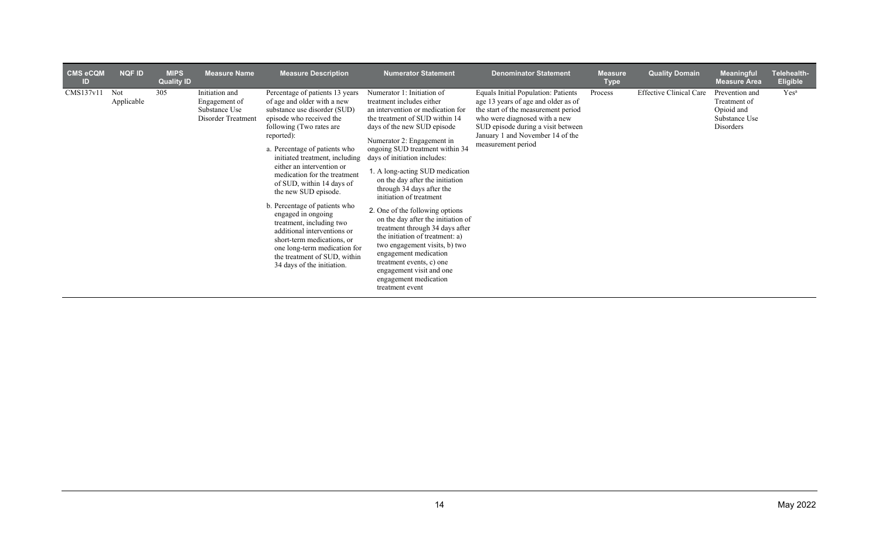| CMS eCQM ID | NQF ID | MIPS Quality ID | Measure Name | Measure Description | Numerator Statement | Denominator Statement | Measure Type | Quality Domain | Meaningful Measure Area | Telehealth-Eligible |
|---|---|---|---|---|---|---|---|---|---|---|
| CMS137v11 | Not Applicable | 305 | Initiation and Engagement of Substance Use Disorder Treatment | Percentage of patients 13 years of age and older with a new substance use disorder (SUD) episode who received the following (Two rates are reported):<br><br>a. Percentage of patients who initiated treatment, including either an intervention or medication for the treatment of SUD, within 14 days of the new SUD episode.<br><br>b. Percentage of patients who engaged in ongoing treatment, including two additional interventions or short-term medications, or one long-term medication for the treatment of SUD, within 34 days of the initiation. | Numerator 1: Initiation of treatment includes either an intervention or medication for the treatment of SUD within 14 days of the new SUD episode<br><br>Numerator 2: Engagement in ongoing SUD treatment within 34 days of initiation includes:<br><br>1. A long-acting SUD medication on the day after the initiation through 34 days after the initiation of treatment<br><br>2. One of the following options on the day after the initiation of treatment through 34 days after the initiation of treatment: a) two engagement visits, b) two engagement medication treatment events, c) one engagement visit and one engagement medication treatment event | Equals Initial Population: Patients age 13 years of age and older as of the start of the measurement period who were diagnosed with a new SUD episode during a visit between January 1 and November 14 of the measurement period | Process | Effective Clinical Care | Prevention and Treatment of Opioid and Substance Use Disorders | Yes[a] |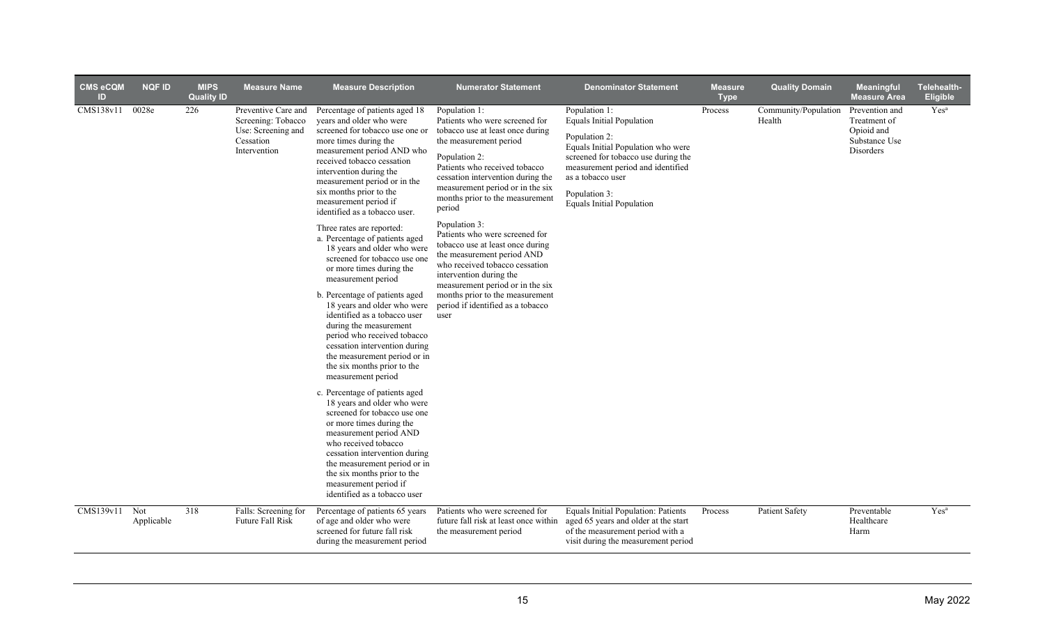| CMS eCQM ID | NQF ID | MIPS Quality ID | Measure Name | Measure Description | Numerator Statement | Denominator Statement | Measure Type | Quality Domain | Meaningful Measure Area | Telehealth-Eligible |
|---|---|---|---|---|---|---|---|---|---|---|
| CMS138v11 | 0028e | 226 | Preventive Care and Screening: Tobacco Use: Screening and Cessation Intervention | Percentage of patients aged 18 years and older who were screened for tobacco use one or more times during the measurement period AND who received tobacco cessation intervention during the measurement period or in the six months prior to the measurement period if identified as a tobacco user.<br><br>Three rates are reported:<br>a. Percentage of patients aged 18 years and older who were screened for tobacco use one or more times during the measurement period<br>b. Percentage of patients aged 18 years and older who were identified as a tobacco user during the measurement period who received tobacco cessation intervention during the measurement period or in the six months prior to the measurement period<br>c. Percentage of patients aged 18 years and older who were screened for tobacco use one or more times during the measurement period AND who received tobacco cessation intervention during the measurement period or in the six months prior to the measurement period if identified as a tobacco user | Population 1:<br>Patients who were screened for tobacco use at least once during the measurement period<br><br>Population 2:<br>Patients who received tobacco cessation intervention during the measurement period or in the six months prior to the measurement period<br><br>Population 3:<br>Patients who were screened for tobacco use at least once during the measurement period AND who received tobacco cessation intervention during the measurement period or in the six months prior to the measurement period if identified as a tobacco user | Population 1:<br>Equals Initial Population<br><br>Population 2:<br>Equals Initial Population who were screened for tobacco use during the measurement period and identified as a tobacco user<br><br>Population 3:<br>Equals Initial Population | Process | Community/Population Health | Prevention and Treatment of Opioid and Substance Use Disorders | Yes[a] |
| CMS139v11 | Not Applicable | 318 | Falls: Screening for Future Fall Risk | Percentage of patients 65 years of age and older who were screened for future fall risk during the measurement period | Patients who were screened for future fall risk at least once within the measurement period | Equals Initial Population: Patients aged 65 years and older at the start of the measurement period with a visit during the measurement period | Process | Patient Safety | Preventable Healthcare Harm | Yes[a] |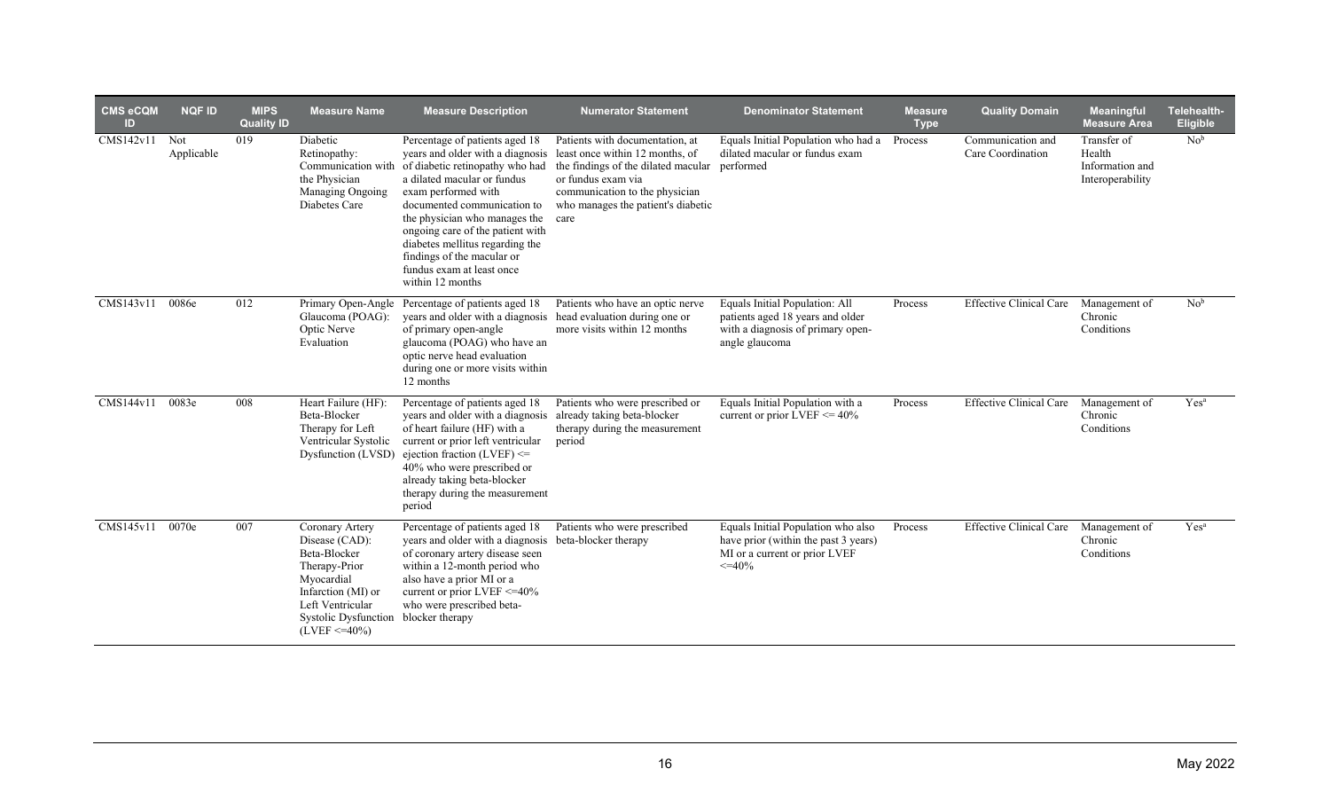| CMS eCQM ID | NQF ID | MIPS Quality ID | Measure Name | Measure Description | Numerator Statement | Denominator Statement | Measure Type | Quality Domain | Meaningful Measure Area | Telehealth-Eligible |
|---|---|---|---|---|---|---|---|---|---|---|
| CMS142v11 | Not Applicable | 019 | Diabetic Retinopathy: Communication with the Physician Managing Ongoing Diabetes Care | Percentage of patients aged 18 years and older with a diagnosis of diabetic retinopathy who had a dilated macular or fundus exam performed with documented communication to the physician who manages the ongoing care of the patient with diabetes mellitus regarding the findings of the macular or fundus exam at least once within 12 months | Patients with documentation, at least once within 12 months, of the findings of the dilated macular or fundus exam via communication to the physician who manages the patient's diabetic care | Equals Initial Population who had a dilated macular or fundus exam performed | Process | Communication and Care Coordination | Transfer of Health Information and Interoperability | No[b] |
| CMS143v11 | 0086e | 012 | Primary Open-Angle Glaucoma (POAG): Optic Nerve Evaluation | Percentage of patients aged 18 years and older with a diagnosis of primary open-angle glaucoma (POAG) who have an optic nerve head evaluation during one or more visits within 12 months | Patients who have an optic nerve head evaluation during one or more visits within 12 months | Equals Initial Population: All patients aged 18 years and older with a diagnosis of primary open-angle glaucoma | Process | Effective Clinical Care | Management of Chronic Conditions | No[b] |
| CMS144v11 | 0083e | 008 | Heart Failure (HF): Beta-Blocker Therapy for Left Ventricular Systolic Dysfunction (LVSD) | Percentage of patients aged 18 years and older with a diagnosis of heart failure (HF) with a current or prior left ventricular ejection fraction (LVEF) <= 40% who were prescribed or already taking beta-blocker therapy during the measurement period | Patients who were prescribed or already taking beta-blocker therapy during the measurement period | Equals Initial Population with a current or prior LVEF <= 40% | Process | Effective Clinical Care | Management of Chronic Conditions | Yes[a] |
| CMS145v11 | 0070e | 007 | Coronary Artery Disease (CAD): Beta-Blocker Therapy-Prior Myocardial Infarction (MI) or Left Ventricular Systolic Dysfunction (LVEF <=40%) | Percentage of patients aged 18 years and older with a diagnosis of coronary artery disease seen within a 12-month period who also have a prior MI or a current or prior LVEF <=40% who were prescribed beta-blocker therapy | Patients who were prescribed beta-blocker therapy | Equals Initial Population who also have prior (within the past 3 years) MI or a current or prior LVEF <=40% | Process | Effective Clinical Care | Management of Chronic Conditions | Yes[a] |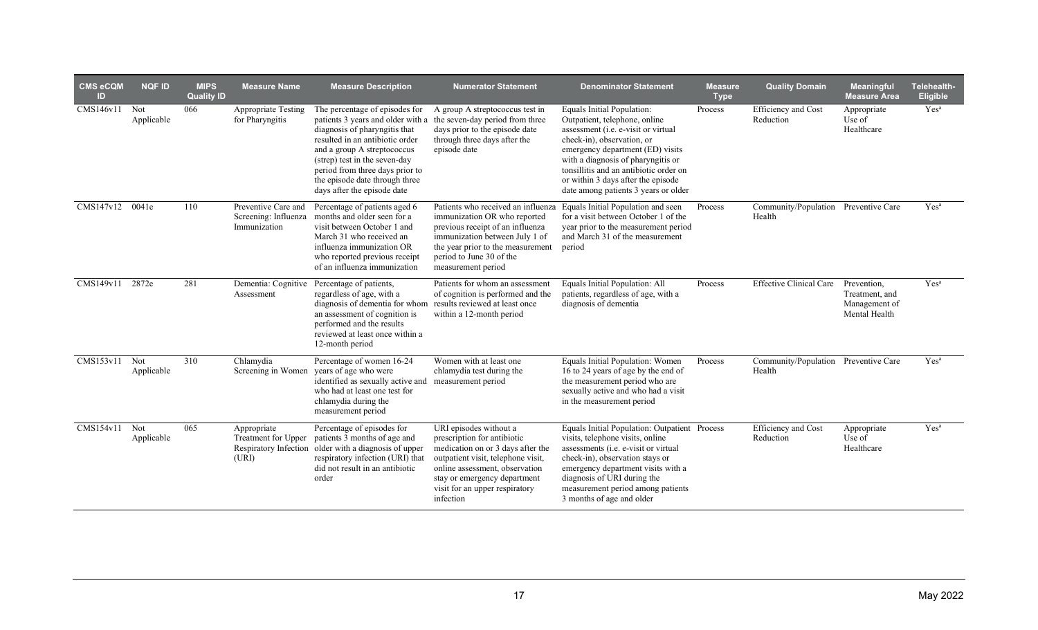| CMS eCQM ID | NQF ID | MIPS Quality ID | Measure Name | Measure Description | Numerator Statement | Denominator Statement | Measure Type | Quality Domain | Meaningful Measure Area | Telehealth-Eligible |
|---|---|---|---|---|---|---|---|---|---|---|
| CMS146v11 | Not Applicable | 066 | Appropriate Testing for Pharyngitis | The percentage of episodes for patients 3 years and older with a diagnosis of pharyngitis that resulted in an antibiotic order and a group A streptococcus (strep) test in the seven-day period from three days prior to the episode date through three days after the episode date | A group A streptococcus test in the seven-day period from three days prior to the episode date through three days after the episode date | Equals Initial Population: Outpatient, telephone, online assessment (i.e. e-visit or virtual check-in), observation, or emergency department (ED) visits with a diagnosis of pharyngitis or tonsillitis and an antibiotic order on or within 3 days after the episode date among patients 3 years or older | Process | Efficiency and Cost Reduction | Appropriate Use of Healthcare | Yes[a] |
| CMS147v12 | 0041e | 110 | Preventive Care and Screening: Influenza Immunization | Percentage of patients aged 6 months and older seen for a visit between October 1 and March 31 who received an influenza immunization OR who reported previous receipt of an influenza immunization | Patients who received an influenza immunization OR who reported previous receipt of an influenza immunization between July 1 of the year prior to the measurement period to June 30 of the measurement period | Equals Initial Population and seen for a visit between October 1 of the year prior to the measurement period and March 31 of the measurement period | Process | Community/Population Health | Preventive Care | Yes[a] |
| CMS149v11 | 2872e | 281 | Dementia: Cognitive Assessment | Percentage of patients, regardless of age, with a diagnosis of dementia for whom an assessment of cognition is performed and the results reviewed at least once within a 12-month period | Patients for whom an assessment of cognition is performed and the results reviewed at least once within a 12-month period | Equals Initial Population: All patients, regardless of age, with a diagnosis of dementia | Process | Effective Clinical Care | Prevention, Treatment, and Management of Mental Health | Yes[a] |
| CMS153v11 | Not Applicable | 310 | Chlamydia Screening in Women | Percentage of women 16-24 years of age who were identified as sexually active and who had at least one test for chlamydia during the measurement period | Women with at least one chlamydia test during the measurement period | Equals Initial Population: Women 16 to 24 years of age by the end of the measurement period who are sexually active and who had a visit in the measurement period | Process | Community/Population Health | Preventive Care | Yes[a] |
| CMS154v11 | Not Applicable | 065 | Appropriate Treatment for Upper Respiratory Infection (URI) | Percentage of episodes for patients 3 months of age and older with a diagnosis of upper respiratory infection (URI) that did not result in an antibiotic order | URI episodes without a prescription for antibiotic medication on or 3 days after the outpatient visit, telephone visit, online assessment, observation stay or emergency department visit for an upper respiratory infection | Equals Initial Population: Outpatient visits, telephone visits, online assessments (i.e. e-visit or virtual check-in), observation stays or emergency department visits with a diagnosis of URI during the measurement period among patients 3 months of age and older | Process | Efficiency and Cost Reduction | Appropriate Use of Healthcare | Yes[a] |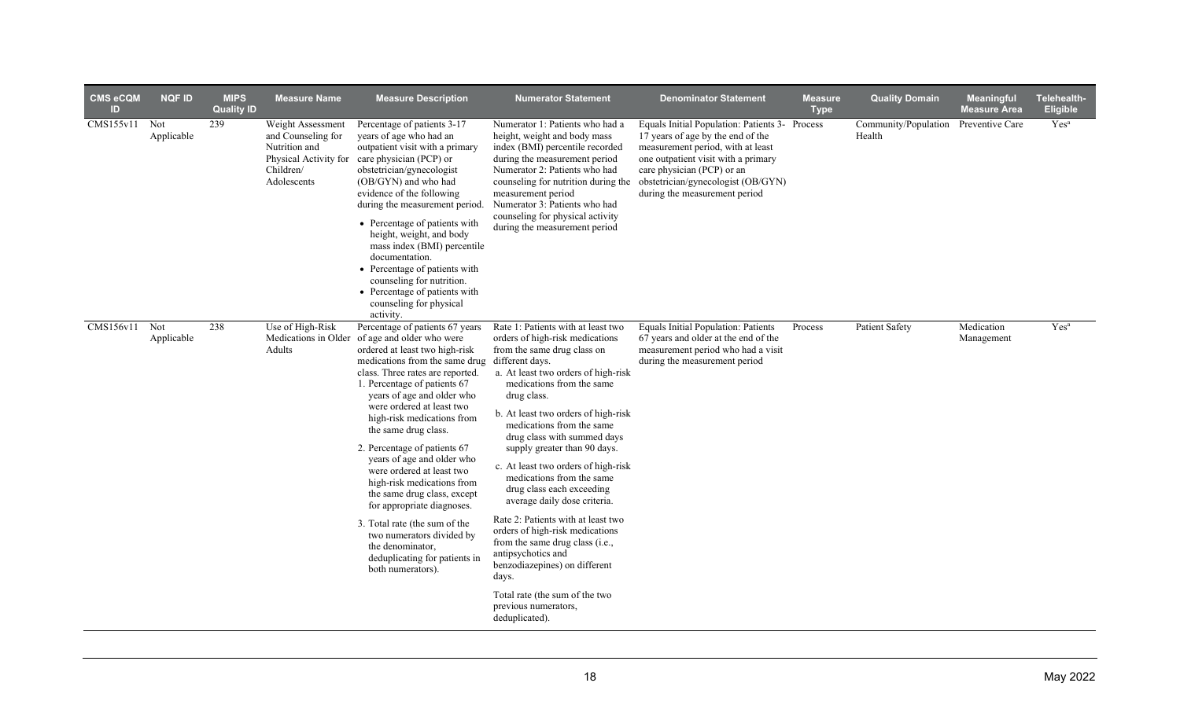| CMS eCQM ID | NQF ID | MIPS Quality ID | Measure Name | Measure Description | Numerator Statement | Denominator Statement | Measure Type | Quality Domain | Meaningful Measure Area | Telehealth-Eligible |
|---|---|---|---|---|---|---|---|---|---|---|
| CMS155v11 | Not Applicable | 239 | Weight Assessment and Counseling for Nutrition and Physical Activity for Children/ Adolescents | Percentage of patients 3-17 years of age who had an outpatient visit with a primary care physician (PCP) or obstetrician/gynecologist (OB/GYN) and who had evidence of the following during the measurement period. <br>• Percentage of patients with height, weight, and body mass index (BMI) percentile documentation. <br>• Percentage of patients with counseling for nutrition. <br>• Percentage of patients with counseling for physical activity. | Numerator 1: Patients who had a height, weight and body mass index (BMI) percentile recorded during the measurement period <br>Numerator 2: Patients who had counseling for nutrition during the measurement period <br>Numerator 3: Patients who had counseling for physical activity during the measurement period | Equals Initial Population: Patients 3-17 years of age by the end of the measurement period, with at least one outpatient visit with a primary care physician (PCP) or an obstetrician/gynecologist (OB/GYN) during the measurement period | Process | Community/Population Health | Preventive Care | Yes[a] |
| CMS156v11 | Not Applicable | 238 | Use of High-Risk Medications in Older Adults | Percentage of patients 67 years of age and older who were ordered at least two high-risk medications from the same drug class. Three rates are reported. <br>1. Percentage of patients 67 years of age and older who were ordered at least two high-risk medications from the same drug class. <br>2. Percentage of patients 67 years of age and older who were ordered at least two high-risk medications from the same drug class, except for appropriate diagnoses. <br>3. Total rate (the sum of the two numerators divided by the denominator, deduplicating for patients in both numerators). | Rate 1: Patients with at least two orders of high-risk medications from the same drug class on different days. <br>a. At least two orders of high-risk medications from the same drug class. <br>b. At least two orders of high-risk medications from the same drug class with summed days supply greater than 90 days. <br>c. At least two orders of high-risk medications from the same drug class each exceeding average daily dose criteria. <br>Rate 2: Patients with at least two orders of high-risk medications from the same drug class (i.e., antipsychotics and benzodiazepines) on different days. <br>Total rate (the sum of the two previous numerators, deduplicated). | Equals Initial Population: Patients 67 years and older at the end of the measurement period who had a visit during the measurement period | Process | Patient Safety | Medication Management | Yes[a] |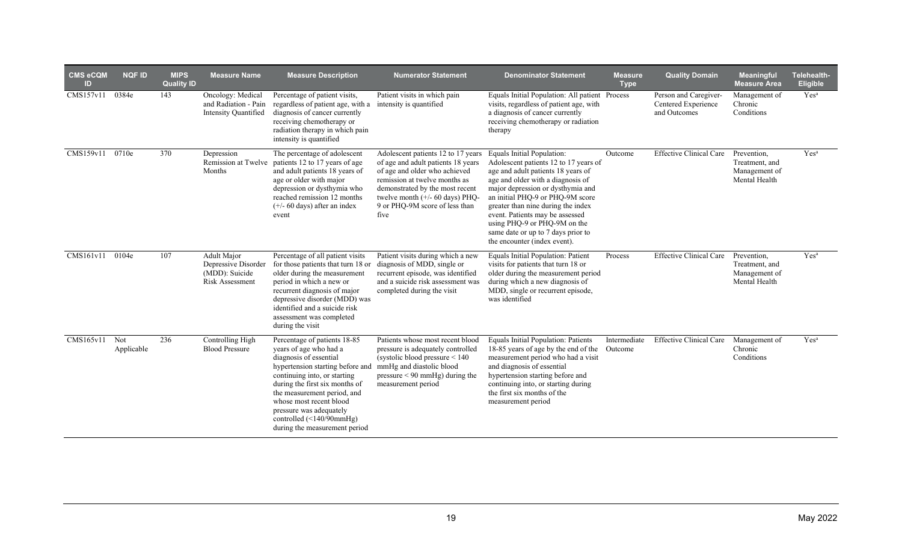| CMS eCQM ID | NQF ID | MIPS Quality ID | Measure Name | Measure Description | Numerator Statement | Denominator Statement | Measure Type | Quality Domain | Meaningful Measure Area | Telehealth-Eligible |
|---|---|---|---|---|---|---|---|---|---|---|
| CMS157v11 | 0384e | 143 | Oncology: Medical and Radiation - Pain Intensity Quantified | Percentage of patient visits, regardless of patient age, with a diagnosis of cancer currently receiving chemotherapy or radiation therapy in which pain intensity is quantified | Patient visits in which pain intensity is quantified | Equals Initial Population: All patient visits, regardless of patient age, with a diagnosis of cancer currently receiving chemotherapy or radiation therapy | Process | Person and Caregiver-Centered Experience and Outcomes | Management of Chronic Conditions | Yes[a] |
| CMS159v11 | 0710e | 370 | Depression Remission at Twelve Months | The percentage of adolescent patients 12 to 17 years of age and adult patients 18 years of age or older with major depression or dysthymia who reached remission 12 months (+/- 60 days) after an index event | Adolescent patients 12 to 17 years of age and adult patients 18 years of age and older who achieved remission at twelve months as demonstrated by the most recent twelve month (+/- 60 days) PHQ-9 or PHQ-9M score of less than five | Equals Initial Population: Adolescent patients 12 to 17 years of age and adult patients 18 years of age and older with a diagnosis of major depression or dysthymia and an initial PHQ-9 or PHQ-9M score greater than nine during the index event. Patients may be assessed using PHQ-9 or PHQ-9M on the same date or up to 7 days prior to the encounter (index event). | Outcome | Effective Clinical Care | Prevention, Treatment, and Management of Mental Health | Yes[a] |
| CMS161v11 | 0104e | 107 | Adult Major Depressive Disorder (MDD): Suicide Risk Assessment | Percentage of all patient visits for those patients that turn 18 or older during the measurement period in which a new or recurrent diagnosis of major depressive disorder (MDD) was identified and a suicide risk assessment was completed during the visit | Patient visits during which a new diagnosis of MDD, single or recurrent episode, was identified and a suicide risk assessment was completed during the visit | Equals Initial Population: Patient visits for patients that turn 18 or older during the measurement period during which a new diagnosis of MDD, single or recurrent episode, was identified | Process | Effective Clinical Care | Prevention, Treatment, and Management of Mental Health | Yes[a] |
| CMS165v11 | Not Applicable | 236 | Controlling High Blood Pressure | Percentage of patients 18-85 years of age who had a diagnosis of essential hypertension starting before and continuing into, or starting during the first six months of the measurement period, and whose most recent blood pressure was adequately controlled (<140/90mmHg) during the measurement period | Patients whose most recent blood pressure is adequately controlled (systolic blood pressure < 140 mmHg and diastolic blood pressure < 90 mmHg) during the measurement period | Equals Initial Population: Patients 18-85 years of age by the end of the measurement period who had a visit and diagnosis of essential hypertension starting before and continuing into, or starting during the first six months of the measurement period | Intermediate Outcome | Effective Clinical Care | Management of Chronic Conditions | Yes[a] |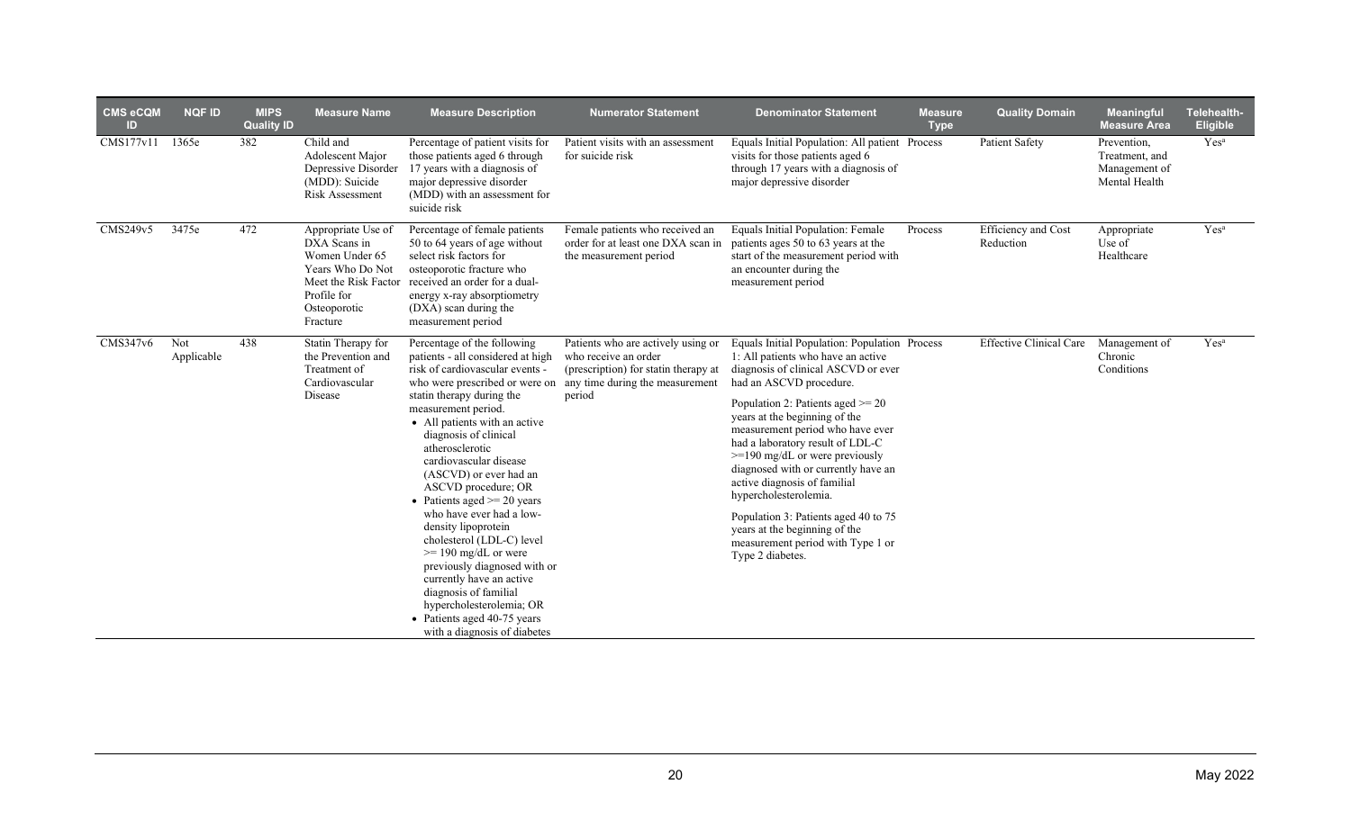| CMS eCQM ID | NQF ID | MIPS Quality ID | Measure Name | Measure Description | Numerator Statement | Denominator Statement | Measure Type | Quality Domain | Meaningful Measure Area | Telehealth-Eligible |
|---|---|---|---|---|---|---|---|---|---|---|
| CMS177v11 | 1365e | 382 | Child and Adolescent Major Depressive Disorder (MDD): Suicide Risk Assessment | Percentage of patient visits for those patients aged 6 through 17 years with a diagnosis of major depressive disorder (MDD) with an assessment for suicide risk | Patient visits with an assessment for suicide risk | Equals Initial Population: All patient visits for those patients aged 6 through 17 years with a diagnosis of major depressive disorder | Process | Patient Safety | Prevention, Treatment, and Management of Mental Health | Yes[a] |
| CMS249v5 | 3475e | 472 | Appropriate Use of DXA Scans in Women Under 65 Years Who Do Not Meet the Risk Factor Profile for Osteoporotic Fracture | Percentage of female patients 50 to 64 years of age without select risk factors for osteoporotic fracture who received an order for a dual-energy x-ray absorptiometry (DXA) scan during the measurement period | Female patients who received an order for at least one DXA scan in the measurement period | Equals Initial Population: Female patients ages 50 to 63 years at the start of the measurement period with an encounter during the measurement period | Process | Efficiency and Cost Reduction | Appropriate Use of Healthcare | Yes[a] |
| CMS347v6 | Not Applicable | 438 | Statin Therapy for the Prevention and Treatment of Cardiovascular Disease | Percentage of the following patients - all considered at high risk of cardiovascular events - who were prescribed or were on statin therapy during the measurement period.<br>• All patients with an active diagnosis of clinical atherosclerotic cardiovascular disease (ASCVD) or ever had an ASCVD procedure; OR<br>• Patients aged >= 20 years who have ever had a low-density lipoprotein cholesterol (LDL-C) level >= 190 mg/dL or were previously diagnosed with or currently have an active diagnosis of familial hypercholesterolemia; OR<br>• Patients aged 40-75 years with a diagnosis of diabetes | Patients who are actively using or who receive an order (prescription) for statin therapy at any time during the measurement period | Equals Initial Population: Population 1: All patients who have an active diagnosis of clinical ASCVD or ever had an ASCVD procedure.<br><br>Population 2: Patients aged >= 20 years at the beginning of the measurement period who have ever had a laboratory result of LDL-C >=190 mg/dL or were previously diagnosed with or currently have an active diagnosis of familial hypercholesterolemia.<br><br>Population 3: Patients aged 40 to 75 years at the beginning of the measurement period with Type 1 or Type 2 diabetes. | Process | Effective Clinical Care | Management of Chronic Conditions | Yes[a] |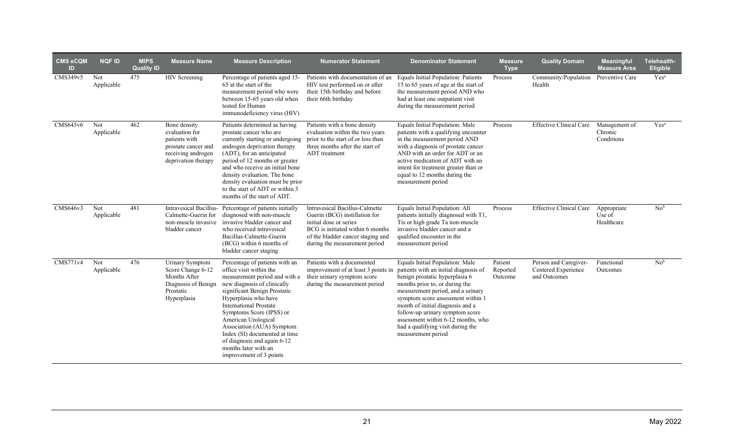| CMS eCQM ID | NQF ID | MIPS Quality ID | Measure Name | Measure Description | Numerator Statement | Denominator Statement | Measure Type | Quality Domain | Meaningful Measure Area | Telehealth-Eligible |
|---|---|---|---|---|---|---|---|---|---|---|
| CMS349v5 | Not Applicable | 475 | HIV Screening | Percentage of patients aged 15-65 at the start of the measurement period who were between 15-65 years old when tested for Human immunodeficiency virus (HIV) | Patients with documentation of an HIV test performed on or after their 15th birthday and before their 66th birthday | Equals Initial Population: Patients 15 to 65 years of age at the start of the measurement period AND who had at least one outpatient visit during the measurement period | Process | Community/Population Health | Preventive Care | Yes[a] |
| CMS645v6 | Not Applicable | 462 | Bone density evaluation for patients with prostate cancer and receiving androgen deprivation therapy | Patients determined as having prostate cancer who are currently starting or undergoing androgen deprivation therapy (ADT), for an anticipated period of 12 months or greater and who receive an initial bone density evaluation. The bone density evaluation must be prior to the start of ADT or within 3 months of the start of ADT. | Patients with a bone density evaluation within the two years prior to the start of or less than three months after the start of ADT treatment | Equals Initial Population: Male patients with a qualifying encounter in the measurement period AND with a diagnosis of prostate cancer AND with an order for ADT or an active medication of ADT with an intent for treatment greater than or equal to 12 months during the measurement period | Process | Effective Clinical Care | Management of Chronic Conditions | Yes[a] |
| CMS646v3 | Not Applicable | 481 | Intravesical Bacillus-Calmette-Guerin for non-muscle invasive bladder cancer | Percentage of patients initially diagnosed with non-muscle invasive bladder cancer and who received intravesical Bacillus-Calmette-Guerin (BCG) within 6 months of bladder cancer staging | Intravesical Bacillus-Calmette Guerin (BCG) instillation for initial dose or series BCG is initiated within 6 months of the bladder cancer staging and during the measurement period | Equals Initial Population: All patients initially diagnosed with T1, Tis or high grade Ta non-muscle invasive bladder cancer and a qualified encounter in the measurement period | Process | Effective Clinical Care | Appropriate Use of Healthcare | No[b] |
| CMS771v4 | Not Applicable | 476 | Urinary Symptom Score Change 6-12 Months After Diagnosis of Benign Prostatic Hyperplasia | Percentage of patients with an office visit within the measurement period and with a new diagnosis of clinically significant Benign Prostatic Hyperplasia who have International Prostate Symptoms Score (IPSS) or American Urological Association (AUA) Symptom Index (SI) documented at time of diagnosis and again 6-12 months later with an improvement of 3 points | Patients with a documented improvement of at least 3 points in their urinary symptom score during the measurement period | Equals Initial Population: Male patients with an initial diagnosis of benign prostatic hyperplasia 6 months prior to, or during the measurement period, and a urinary symptom score assessment within 1 month of initial diagnosis and a follow-up urinary symptom score assessment within 6-12 months, who had a qualifying visit during the measurement period | Patient Reported Outcome | Person and Caregiver-Centered Experience and Outcomes | Functional Outcomes | No[b] |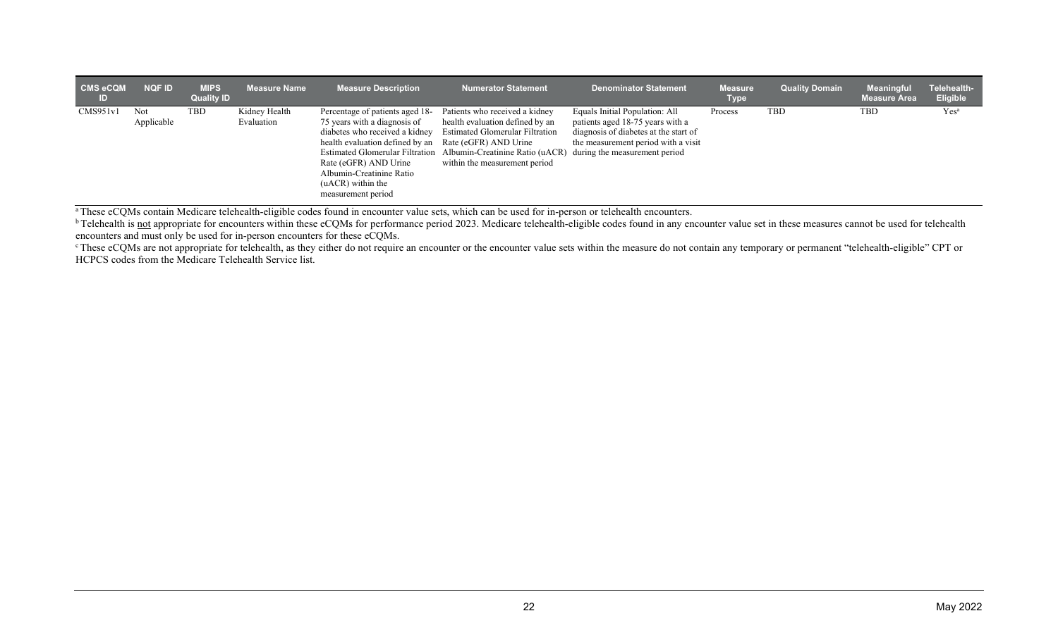| CMS eCQM ID | NQF ID | MIPS Quality ID | Measure Name | Measure Description | Numerator Statement | Denominator Statement | Measure Type | Quality Domain | Meaningful Measure Area | Telehealth-Eligible |
|---|---|---|---|---|---|---|---|---|---|---|
| CMS951v1 | Not Applicable | TBD | Kidney Health Evaluation | Percentage of patients aged 18-75 years with a diagnosis of diabetes who received a kidney health evaluation defined by an Estimated Glomerular Filtration Rate (eGFR) AND Urine Albumin-Creatinine Ratio (uACR) within the measurement period | Patients who received a kidney health evaluation defined by an Estimated Glomerular Filtration Rate (eGFR) AND Urine Albumin-Creatinine Ratio (uACR) within the measurement period | Equals Initial Population: All patients aged 18-75 years with a diagnosis of diabetes at the start of the measurement period with a visit during the measurement period | Process | TBD | TBD | Yes[a] |

[a] These eCQMs contain Medicare telehealth-eligible codes found in encounter value sets, which can be used for in-person or telehealth encounters.

[b] Telehealth is not appropriate for encounters within these eCQMs for performance period 2023. Medicare telehealth-eligible codes found in any encounter value set in these measures cannot be used for telehealth encounters and must only be used for in-person encounters for these eCQMs.

[c] These eCQMs are not appropriate for telehealth, as they either do not require an encounter or the encounter value sets within the measure do not contain any temporary or permanent "telehealth-eligible" CPT or HCPCS codes from the Medicare Telehealth Service list.

May 2022